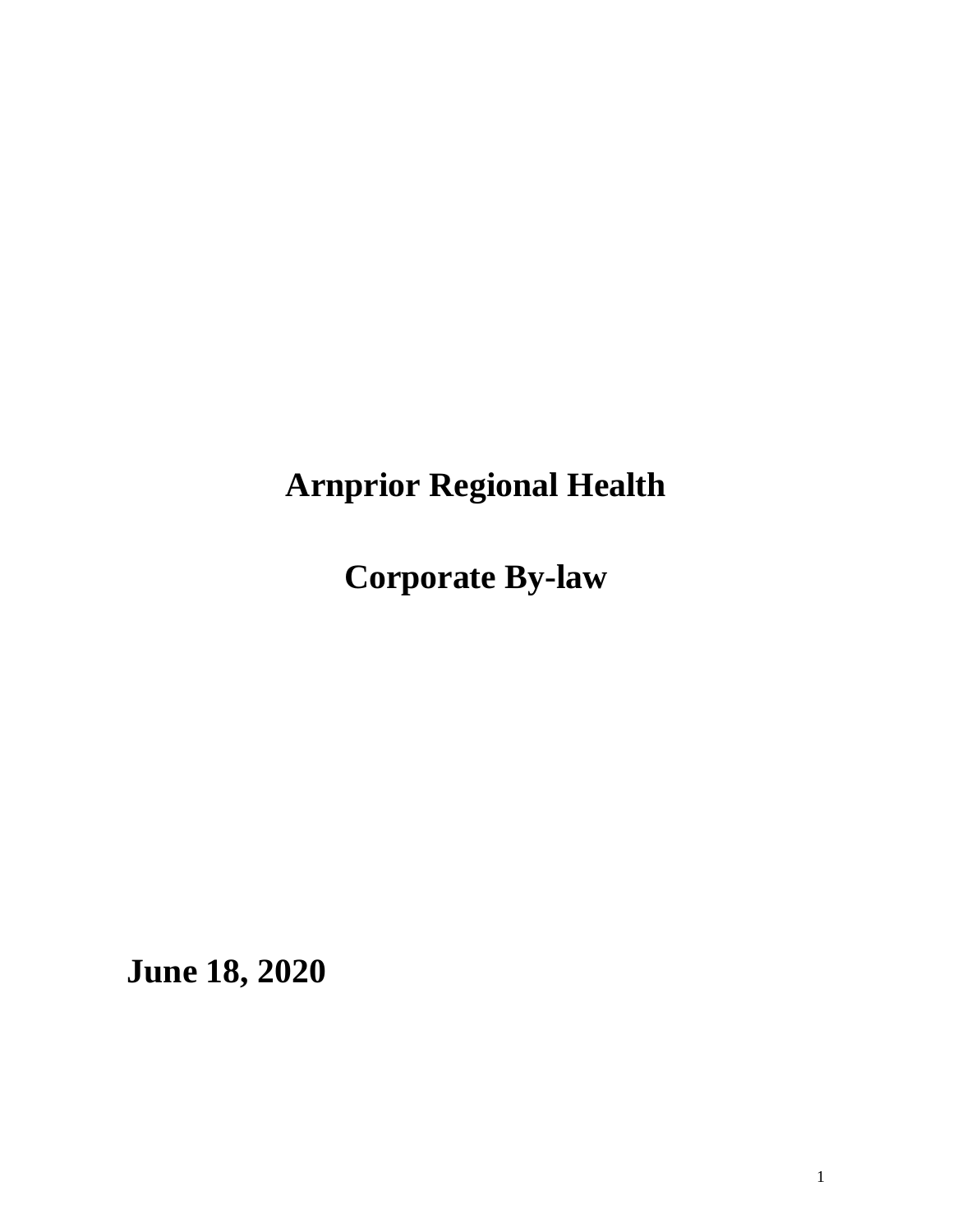# Arnprior Regional Health

# Corporate By-law

**June 18, 2020**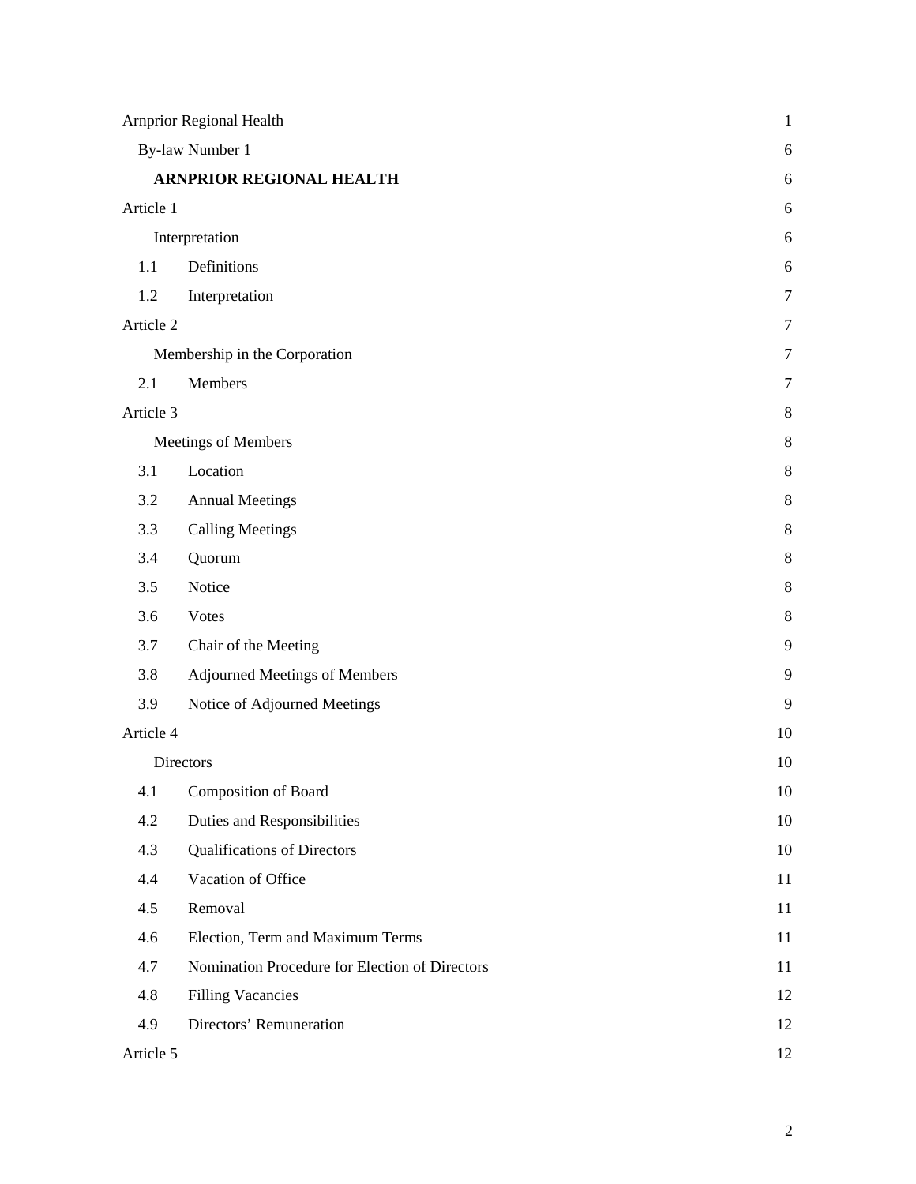| | | |
|---|---|---|
| Arnprior Regional Health | | 1 |
| By-law Number 1 | | 6 |
| **ARNPRIOR REGIONAL HEALTH** | | 6 |
| Article 1 | | 6 |
| Interpretation | | 6 |
| 1.1 | Definitions | 6 |
| 1.2 | Interpretation | 7 |
| Article 2 | | 7 |
| Membership in the Corporation | | 7 |
| 2.1 | Members | 7 |
| Article 3 | | 8 |
| Meetings of Members | | 8 |
| 3.1 | Location | 8 |
| 3.2 | Annual Meetings | 8 |
| 3.3 | Calling Meetings | 8 |
| 3.4 | Quorum | 8 |
| 3.5 | Notice | 8 |
| 3.6 | Votes | 8 |
| 3.7 | Chair of the Meeting | 9 |
| 3.8 | Adjourned Meetings of Members | 9 |
| 3.9 | Notice of Adjourned Meetings | 9 |
| Article 4 | | 10 |
| Directors | | 10 |
| 4.1 | Composition of Board | 10 |
| 4.2 | Duties and Responsibilities | 10 |
| 4.3 | Qualifications of Directors | 10 |
| 4.4 | Vacation of Office | 11 |
| 4.5 | Removal | 11 |
| 4.6 | Election, Term and Maximum Terms | 11 |
| 4.7 | Nomination Procedure for Election of Directors | 11 |
| 4.8 | Filling Vacancies | 12 |
| 4.9 | Directors' Remuneration | 12 |
| Article 5 | | 12 |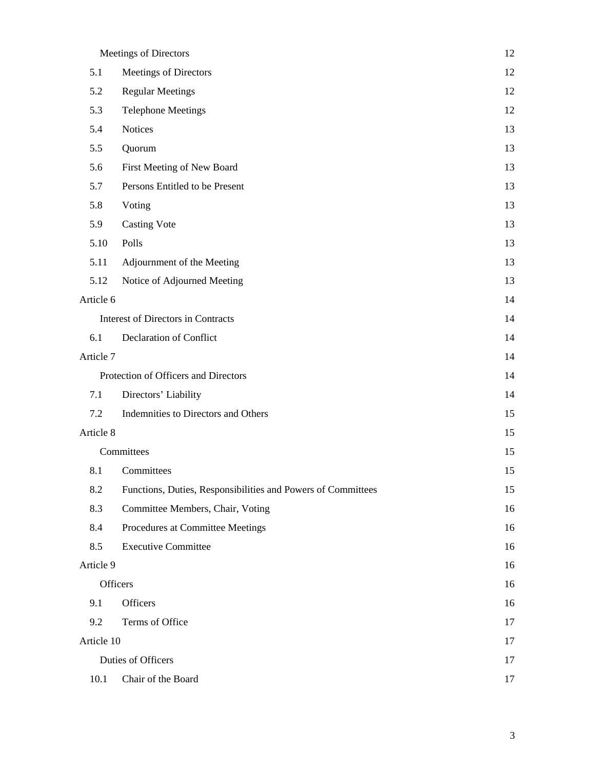| | | |
|---|---|---|
| | Meetings of Directors | 12 |
| 5.1 | Meetings of Directors | 12 |
| 5.2 | Regular Meetings | 12 |
| 5.3 | Telephone Meetings | 12 |
| 5.4 | Notices | 13 |
| 5.5 | Quorum | 13 |
| 5.6 | First Meeting of New Board | 13 |
| 5.7 | Persons Entitled to be Present | 13 |
| 5.8 | Voting | 13 |
| 5.9 | Casting Vote | 13 |
| 5.10 | Polls | 13 |
| 5.11 | Adjournment of the Meeting | 13 |
| 5.12 | Notice of Adjourned Meeting | 13 |
| Article 6 | | 14 |
| | Interest of Directors in Contracts | 14 |
| 6.1 | Declaration of Conflict | 14 |
| Article 7 | | 14 |
| | Protection of Officers and Directors | 14 |
| 7.1 | Directors' Liability | 14 |
| 7.2 | Indemnities to Directors and Others | 15 |
| Article 8 | | 15 |
| | Committees | 15 |
| 8.1 | Committees | 15 |
| 8.2 | Functions, Duties, Responsibilities and Powers of Committees | 15 |
| 8.3 | Committee Members, Chair, Voting | 16 |
| 8.4 | Procedures at Committee Meetings | 16 |
| 8.5 | Executive Committee | 16 |
| Article 9 | | 16 |
| | Officers | 16 |
| 9.1 | Officers | 16 |
| 9.2 | Terms of Office | 17 |
| Article 10 | | 17 |
| | Duties of Officers | 17 |
| 10.1 | Chair of the Board | 17 |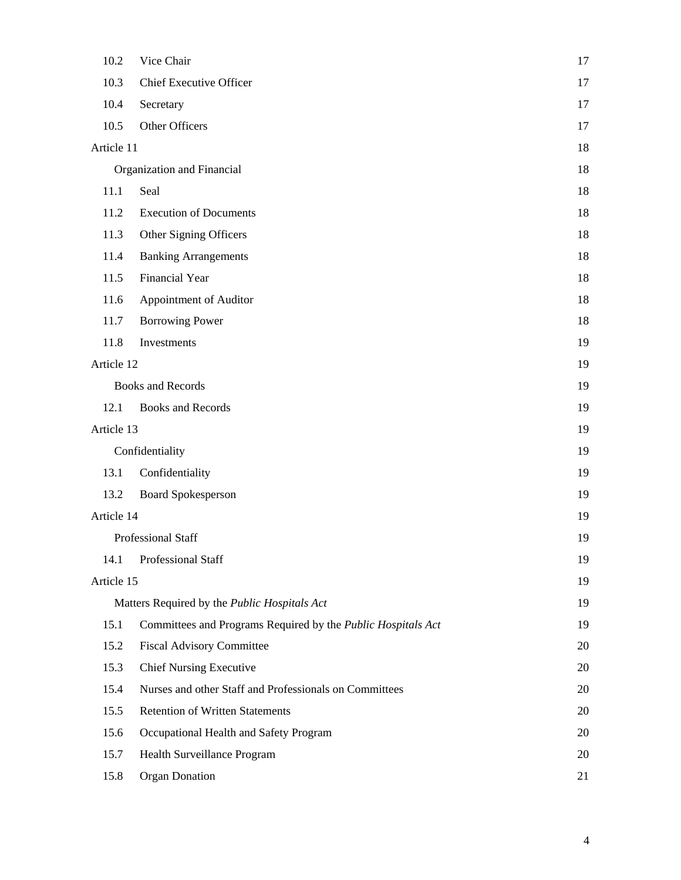| | | |
|---|---|---|
| 10.2 | Vice Chair | 17 |
| 10.3 | Chief Executive Officer | 17 |
| 10.4 | Secretary | 17 |
| 10.5 | Other Officers | 17 |
| Article 11 | | 18 |
| | Organization and Financial | 18 |
| 11.1 | Seal | 18 |
| 11.2 | Execution of Documents | 18 |
| 11.3 | Other Signing Officers | 18 |
| 11.4 | Banking Arrangements | 18 |
| 11.5 | Financial Year | 18 |
| 11.6 | Appointment of Auditor | 18 |
| 11.7 | Borrowing Power | 18 |
| 11.8 | Investments | 19 |
| Article 12 | | 19 |
| | Books and Records | 19 |
| 12.1 | Books and Records | 19 |
| Article 13 | | 19 |
| | Confidentiality | 19 |
| 13.1 | Confidentiality | 19 |
| 13.2 | Board Spokesperson | 19 |
| Article 14 | | 19 |
| | Professional Staff | 19 |
| 14.1 | Professional Staff | 19 |
| Article 15 | | 19 |
| | Matters Required by the *Public Hospitals Act* | 19 |
| 15.1 | Committees and Programs Required by the *Public Hospitals Act* | 19 |
| 15.2 | Fiscal Advisory Committee | 20 |
| 15.3 | Chief Nursing Executive | 20 |
| 15.4 | Nurses and other Staff and Professionals on Committees | 20 |
| 15.5 | Retention of Written Statements | 20 |
| 15.6 | Occupational Health and Safety Program | 20 |
| 15.7 | Health Surveillance Program | 20 |
| 15.8 | Organ Donation | 21 |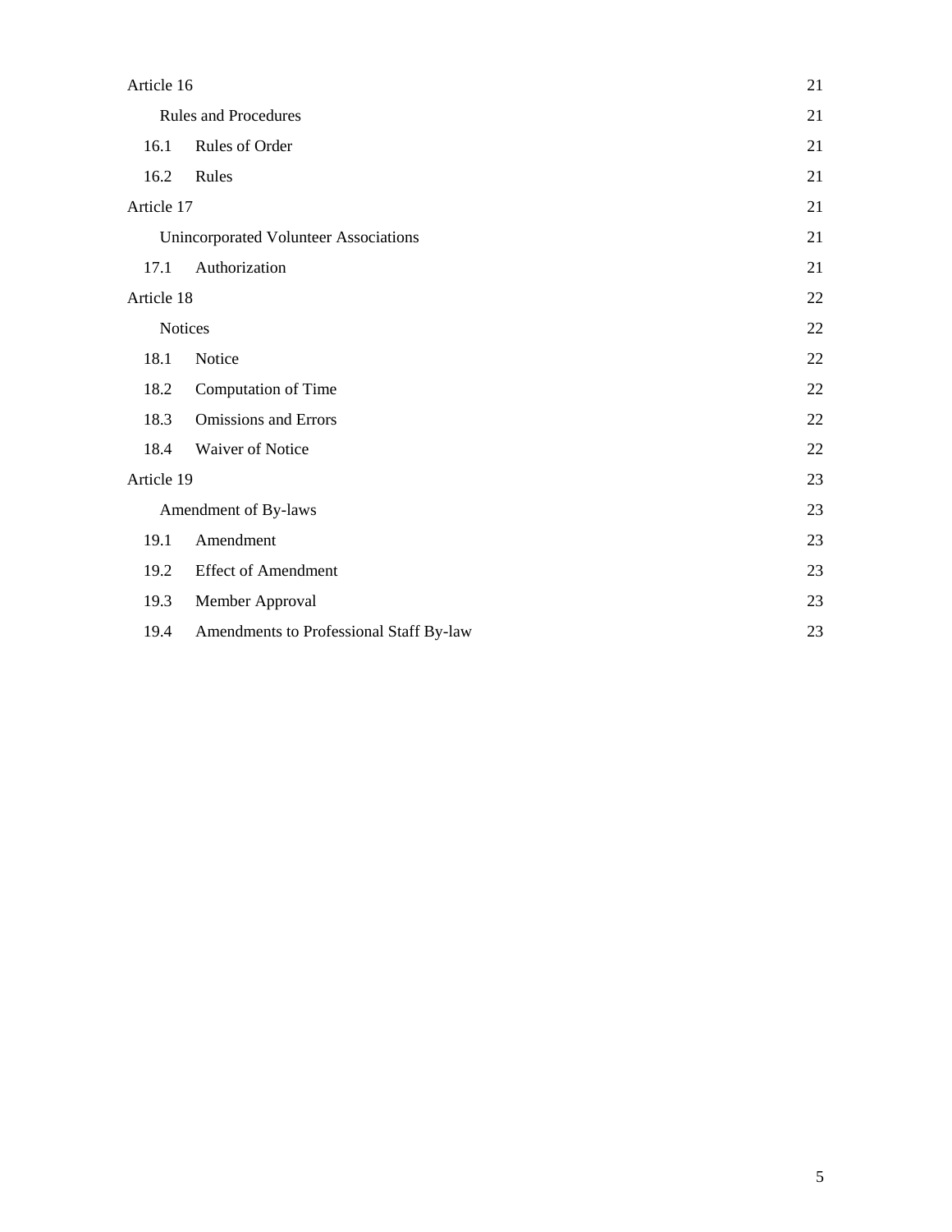| | | |
|---|---|---|
| Article 16 | | 21 |
| | Rules and Procedures | 21 |
| 16.1 | Rules of Order | 21 |
| 16.2 | Rules | 21 |
| Article 17 | | 21 |
| | Unincorporated Volunteer Associations | 21 |
| 17.1 | Authorization | 21 |
| Article 18 | | 22 |
| | Notices | 22 |
| 18.1 | Notice | 22 |
| 18.2 | Computation of Time | 22 |
| 18.3 | Omissions and Errors | 22 |
| 18.4 | Waiver of Notice | 22 |
| Article 19 | | 23 |
| | Amendment of By-laws | 23 |
| 19.1 | Amendment | 23 |
| 19.2 | Effect of Amendment | 23 |
| 19.3 | Member Approval | 23 |
| 19.4 | Amendments to Professional Staff By-law | 23 |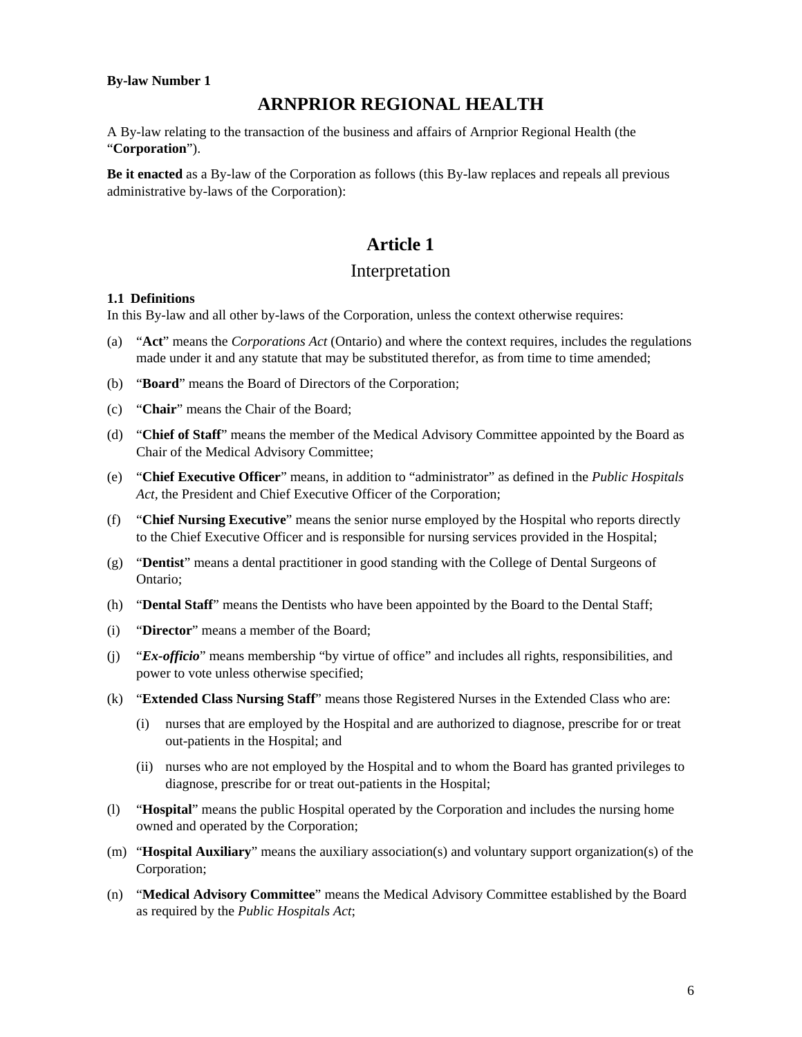**By-law Number 1**

# ARNPRIOR REGIONAL HEALTH

A By-law relating to the transaction of the business and affairs of Arnprior Regional Health (the "**Corporation**").

**Be it enacted** as a By-law of the Corporation as follows (this By-law replaces and repeals all previous administrative by-laws of the Corporation):

## Article 1

## Interpretation

**1.1 Definitions**

In this By-law and all other by-laws of the Corporation, unless the context otherwise requires:

(a) "**Act**" means the *Corporations Act* (Ontario) and where the context requires, includes the regulations made under it and any statute that may be substituted therefor, as from time to time amended;

(b) "**Board**" means the Board of Directors of the Corporation;

(c) "**Chair**" means the Chair of the Board;

(d) "**Chief of Staff**" means the member of the Medical Advisory Committee appointed by the Board as Chair of the Medical Advisory Committee;

(e) "**Chief Executive Officer**" means, in addition to "administrator" as defined in the *Public Hospitals Act*, the President and Chief Executive Officer of the Corporation;

(f) "**Chief Nursing Executive**" means the senior nurse employed by the Hospital who reports directly to the Chief Executive Officer and is responsible for nursing services provided in the Hospital;

(g) "**Dentist**" means a dental practitioner in good standing with the College of Dental Surgeons of Ontario;

(h) "**Dental Staff**" means the Dentists who have been appointed by the Board to the Dental Staff;

(i) "**Director**" means a member of the Board;

(j) "***Ex-officio***" means membership "by virtue of office" and includes all rights, responsibilities, and power to vote unless otherwise specified;

(k) "**Extended Class Nursing Staff**" means those Registered Nurses in the Extended Class who are:

   (i) nurses that are employed by the Hospital and are authorized to diagnose, prescribe for or treat out-patients in the Hospital; and

   (ii) nurses who are not employed by the Hospital and to whom the Board has granted privileges to diagnose, prescribe for or treat out-patients in the Hospital;

(l) "**Hospital**" means the public Hospital operated by the Corporation and includes the nursing home owned and operated by the Corporation;

(m) "**Hospital Auxiliary**" means the auxiliary association(s) and voluntary support organization(s) of the Corporation;

(n) "**Medical Advisory Committee**" means the Medical Advisory Committee established by the Board as required by the *Public Hospitals Act*;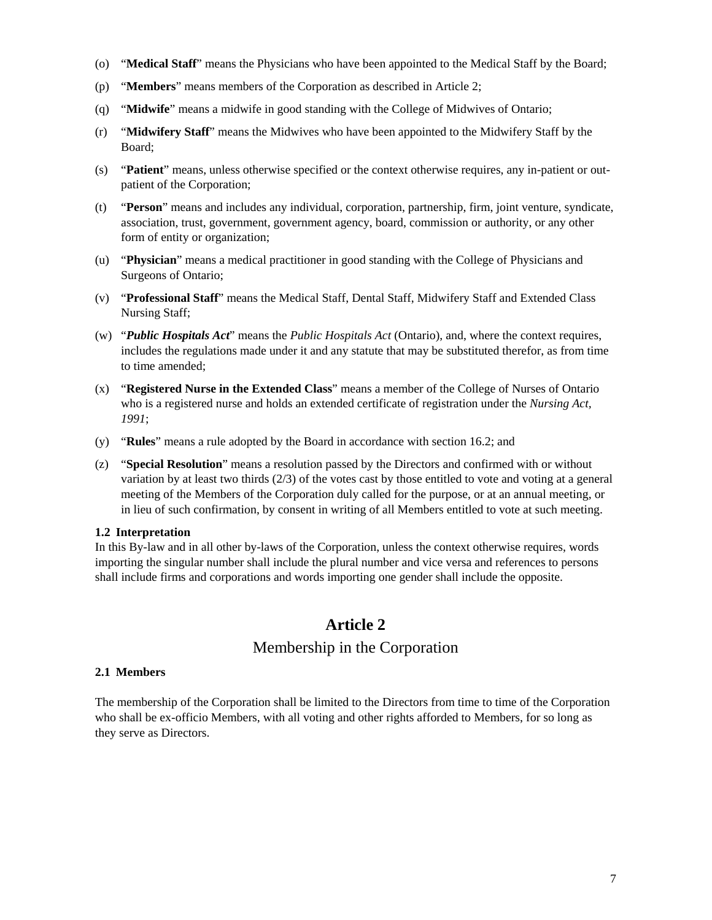(o) "**Medical Staff**" means the Physicians who have been appointed to the Medical Staff by the Board;

(p) "**Members**" means members of the Corporation as described in Article 2;

(q) "**Midwife**" means a midwife in good standing with the College of Midwives of Ontario;

(r) "**Midwifery Staff**" means the Midwives who have been appointed to the Midwifery Staff by the Board;

(s) "**Patient**" means, unless otherwise specified or the context otherwise requires, any in-patient or out-patient of the Corporation;

(t) "**Person**" means and includes any individual, corporation, partnership, firm, joint venture, syndicate, association, trust, government, government agency, board, commission or authority, or any other form of entity or organization;

(u) "**Physician**" means a medical practitioner in good standing with the College of Physicians and Surgeons of Ontario;

(v) "**Professional Staff**" means the Medical Staff, Dental Staff, Midwifery Staff and Extended Class Nursing Staff;

(w) "***Public Hospitals Act***" means the *Public Hospitals Act* (Ontario), and, where the context requires, includes the regulations made under it and any statute that may be substituted therefor, as from time to time amended;

(x) "**Registered Nurse in the Extended Class**" means a member of the College of Nurses of Ontario who is a registered nurse and holds an extended certificate of registration under the *Nursing Act, 1991*;

(y) "**Rules**" means a rule adopted by the Board in accordance with section 16.2; and

(z) "**Special Resolution**" means a resolution passed by the Directors and confirmed with or without variation by at least two thirds (2/3) of the votes cast by those entitled to vote and voting at a general meeting of the Members of the Corporation duly called for the purpose, or at an annual meeting, or in lieu of such confirmation, by consent in writing of all Members entitled to vote at such meeting.

**1.2 Interpretation**

In this By-law and in all other by-laws of the Corporation, unless the context otherwise requires, words importing the singular number shall include the plural number and vice versa and references to persons shall include firms and corporations and words importing one gender shall include the opposite.

# Article 2

## Membership in the Corporation

**2.1 Members**

The membership of the Corporation shall be limited to the Directors from time to time of the Corporation who shall be ex-officio Members, with all voting and other rights afforded to Members, for so long as they serve as Directors.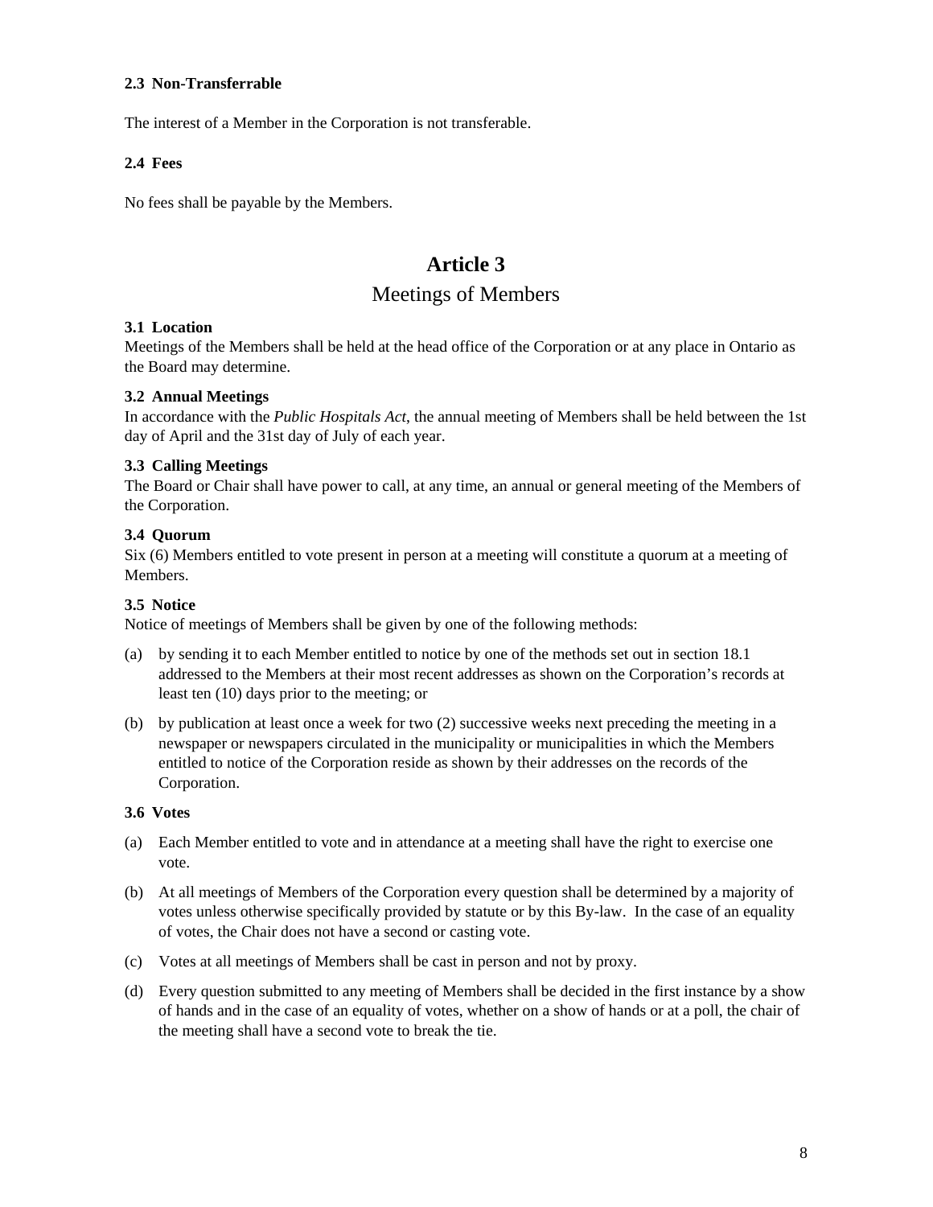### 2.3 Non-Transferrable

The interest of a Member in the Corporation is not transferable.

### 2.4 Fees

No fees shall be payable by the Members.

# Article 3

## Meetings of Members

### 3.1 Location

Meetings of the Members shall be held at the head office of the Corporation or at any place in Ontario as the Board may determine.

### 3.2 Annual Meetings

In accordance with the *Public Hospitals Act*, the annual meeting of Members shall be held between the 1st day of April and the 31st day of July of each year.

### 3.3 Calling Meetings

The Board or Chair shall have power to call, at any time, an annual or general meeting of the Members of the Corporation.

### 3.4 Quorum

Six (6) Members entitled to vote present in person at a meeting will constitute a quorum at a meeting of Members.

### 3.5 Notice

Notice of meetings of Members shall be given by one of the following methods:

(a) by sending it to each Member entitled to notice by one of the methods set out in section 18.1 addressed to the Members at their most recent addresses as shown on the Corporation's records at least ten (10) days prior to the meeting; or

(b) by publication at least once a week for two (2) successive weeks next preceding the meeting in a newspaper or newspapers circulated in the municipality or municipalities in which the Members entitled to notice of the Corporation reside as shown by their addresses on the records of the Corporation.

### 3.6 Votes

(a) Each Member entitled to vote and in attendance at a meeting shall have the right to exercise one vote.

(b) At all meetings of Members of the Corporation every question shall be determined by a majority of votes unless otherwise specifically provided by statute or by this By-law. In the case of an equality of votes, the Chair does not have a second or casting vote.

(c) Votes at all meetings of Members shall be cast in person and not by proxy.

(d) Every question submitted to any meeting of Members shall be decided in the first instance by a show of hands and in the case of an equality of votes, whether on a show of hands or at a poll, the chair of the meeting shall have a second vote to break the tie.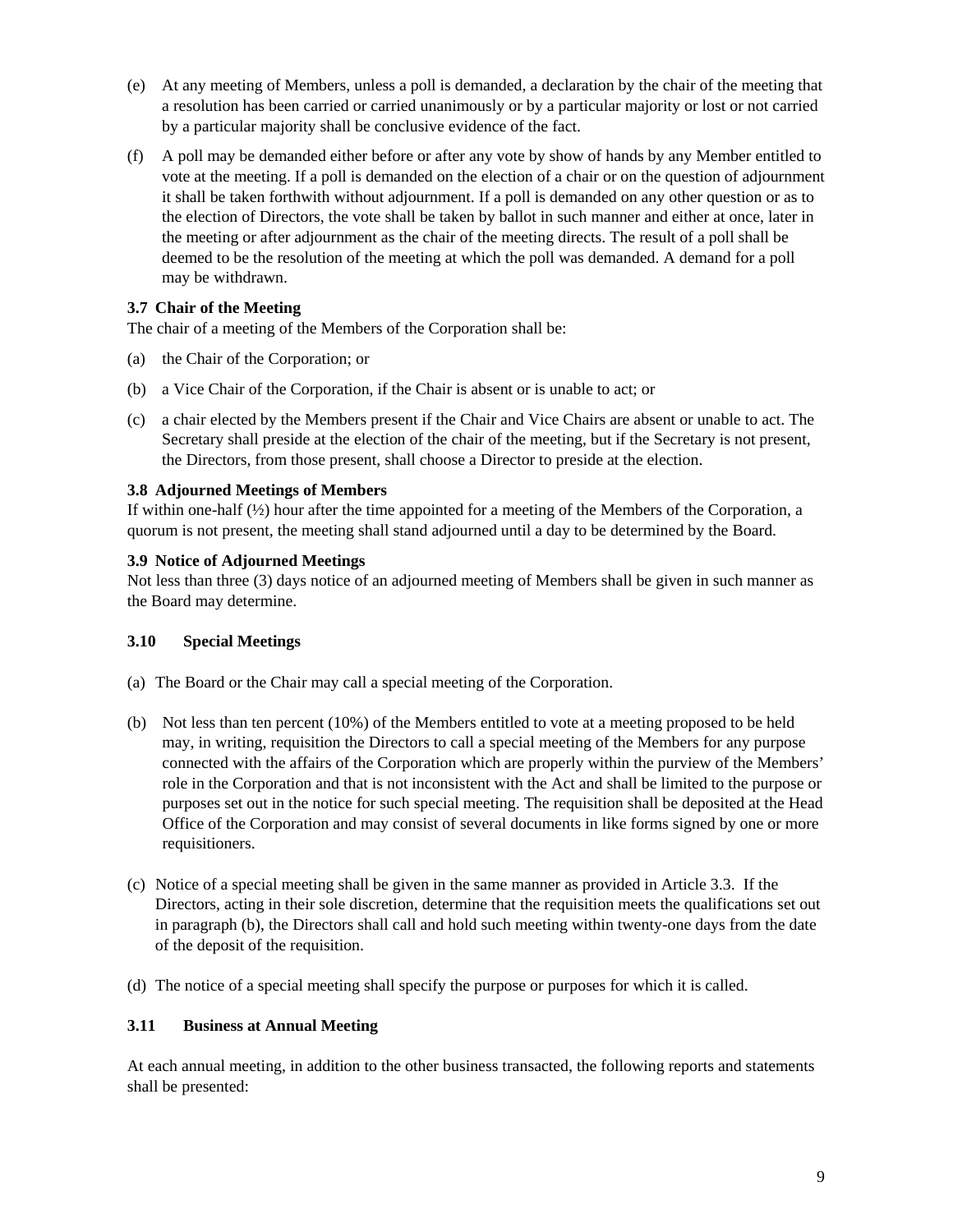(e) At any meeting of Members, unless a poll is demanded, a declaration by the chair of the meeting that a resolution has been carried or carried unanimously or by a particular majority or lost or not carried by a particular majority shall be conclusive evidence of the fact.

(f) A poll may be demanded either before or after any vote by show of hands by any Member entitled to vote at the meeting. If a poll is demanded on the election of a chair or on the question of adjournment it shall be taken forthwith without adjournment. If a poll is demanded on any other question or as to the election of Directors, the vote shall be taken by ballot in such manner and either at once, later in the meeting or after adjournment as the chair of the meeting directs. The result of a poll shall be deemed to be the resolution of the meeting at which the poll was demanded. A demand for a poll may be withdrawn.

**3.7 Chair of the Meeting**

The chair of a meeting of the Members of the Corporation shall be:

(a) the Chair of the Corporation; or

(b) a Vice Chair of the Corporation, if the Chair is absent or is unable to act; or

(c) a chair elected by the Members present if the Chair and Vice Chairs are absent or unable to act. The Secretary shall preside at the election of the chair of the meeting, but if the Secretary is not present, the Directors, from those present, shall choose a Director to preside at the election.

**3.8 Adjourned Meetings of Members**

If within one-half (½) hour after the time appointed for a meeting of the Members of the Corporation, a quorum is not present, the meeting shall stand adjourned until a day to be determined by the Board.

**3.9 Notice of Adjourned Meetings**

Not less than three (3) days notice of an adjourned meeting of Members shall be given in such manner as the Board may determine.

**3.10 Special Meetings**

(a) The Board or the Chair may call a special meeting of the Corporation.

(b) Not less than ten percent (10%) of the Members entitled to vote at a meeting proposed to be held may, in writing, requisition the Directors to call a special meeting of the Members for any purpose connected with the affairs of the Corporation which are properly within the purview of the Members' role in the Corporation and that is not inconsistent with the Act and shall be limited to the purpose or purposes set out in the notice for such special meeting. The requisition shall be deposited at the Head Office of the Corporation and may consist of several documents in like forms signed by one or more requisitioners.

(c) Notice of a special meeting shall be given in the same manner as provided in Article 3.3. If the Directors, acting in their sole discretion, determine that the requisition meets the qualifications set out in paragraph (b), the Directors shall call and hold such meeting within twenty-one days from the date of the deposit of the requisition.

(d) The notice of a special meeting shall specify the purpose or purposes for which it is called.

**3.11 Business at Annual Meeting**

At each annual meeting, in addition to the other business transacted, the following reports and statements shall be presented: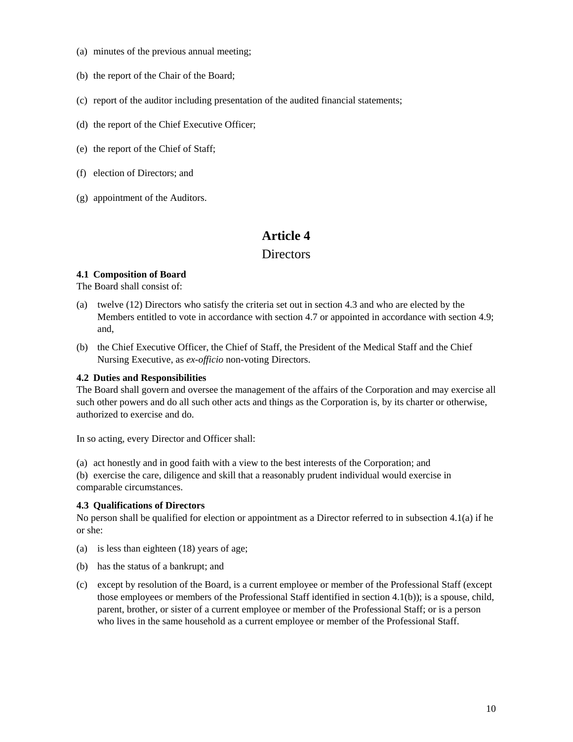(a) minutes of the previous annual meeting;

(b) the report of the Chair of the Board;

(c) report of the auditor including presentation of the audited financial statements;

(d) the report of the Chief Executive Officer;

(e) the report of the Chief of Staff;

(f) election of Directors; and

(g) appointment of the Auditors.

# Article 4

## Directors

**4.1 Composition of Board**
The Board shall consist of:

(a) twelve (12) Directors who satisfy the criteria set out in section 4.3 and who are elected by the Members entitled to vote in accordance with section 4.7 or appointed in accordance with section 4.9; and,

(b) the Chief Executive Officer, the Chief of Staff, the President of the Medical Staff and the Chief Nursing Executive, as *ex-officio* non-voting Directors.

**4.2 Duties and Responsibilities**
The Board shall govern and oversee the management of the affairs of the Corporation and may exercise all such other powers and do all such other acts and things as the Corporation is, by its charter or otherwise, authorized to exercise and do.

In so acting, every Director and Officer shall:

(a) act honestly and in good faith with a view to the best interests of the Corporation; and
(b) exercise the care, diligence and skill that a reasonably prudent individual would exercise in comparable circumstances.

**4.3 Qualifications of Directors**
No person shall be qualified for election or appointment as a Director referred to in subsection 4.1(a) if he or she:

(a) is less than eighteen (18) years of age;

(b) has the status of a bankrupt; and

(c) except by resolution of the Board, is a current employee or member of the Professional Staff (except those employees or members of the Professional Staff identified in section 4.1(b)); is a spouse, child, parent, brother, or sister of a current employee or member of the Professional Staff; or is a person who lives in the same household as a current employee or member of the Professional Staff.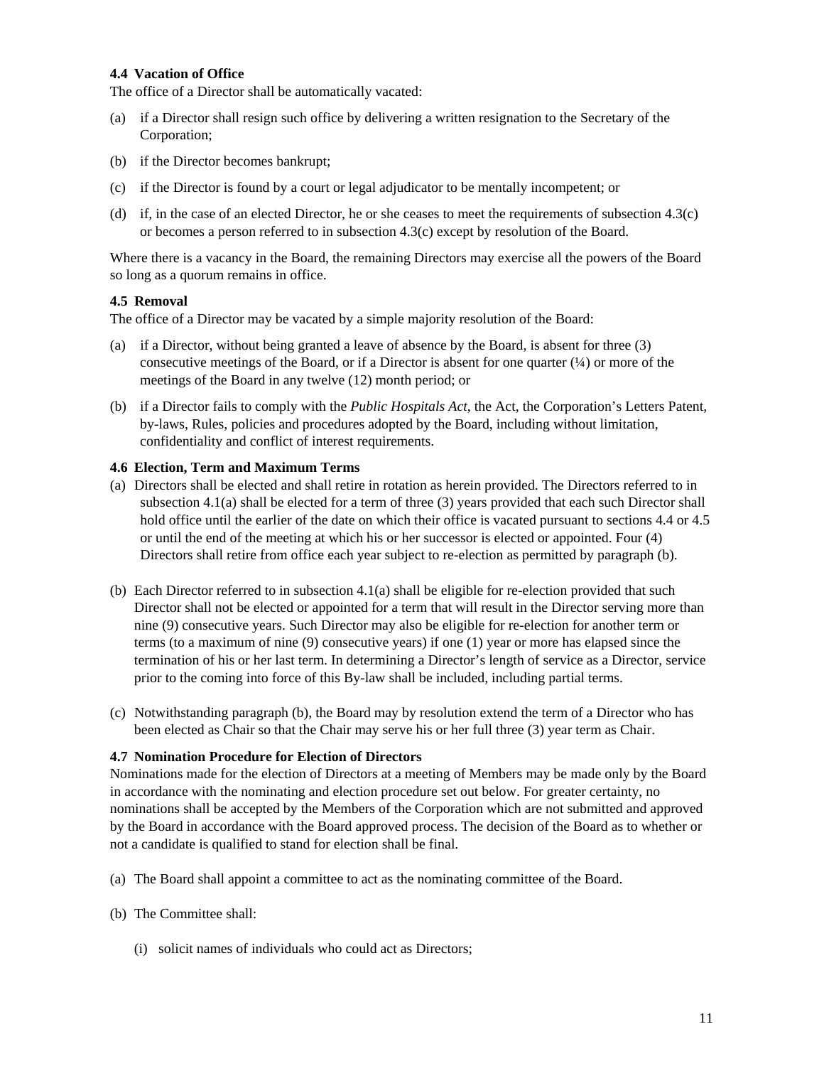**4.4 Vacation of Office**

The office of a Director shall be automatically vacated:

(a) if a Director shall resign such office by delivering a written resignation to the Secretary of the Corporation;

(b) if the Director becomes bankrupt;

(c) if the Director is found by a court or legal adjudicator to be mentally incompetent; or

(d) if, in the case of an elected Director, he or she ceases to meet the requirements of subsection 4.3(c) or becomes a person referred to in subsection 4.3(c) except by resolution of the Board.

Where there is a vacancy in the Board, the remaining Directors may exercise all the powers of the Board so long as a quorum remains in office.

**4.5 Removal**

The office of a Director may be vacated by a simple majority resolution of the Board:

(a) if a Director, without being granted a leave of absence by the Board, is absent for three (3) consecutive meetings of the Board, or if a Director is absent for one quarter (¼) or more of the meetings of the Board in any twelve (12) month period; or

(b) if a Director fails to comply with the *Public Hospitals Act*, the Act, the Corporation's Letters Patent, by-laws, Rules, policies and procedures adopted by the Board, including without limitation, confidentiality and conflict of interest requirements.

**4.6 Election, Term and Maximum Terms**

(a) Directors shall be elected and shall retire in rotation as herein provided. The Directors referred to in subsection 4.1(a) shall be elected for a term of three (3) years provided that each such Director shall hold office until the earlier of the date on which their office is vacated pursuant to sections 4.4 or 4.5 or until the end of the meeting at which his or her successor is elected or appointed. Four (4) Directors shall retire from office each year subject to re-election as permitted by paragraph (b).

(b) Each Director referred to in subsection 4.1(a) shall be eligible for re-election provided that such Director shall not be elected or appointed for a term that will result in the Director serving more than nine (9) consecutive years. Such Director may also be eligible for re-election for another term or terms (to a maximum of nine (9) consecutive years) if one (1) year or more has elapsed since the termination of his or her last term. In determining a Director's length of service as a Director, service prior to the coming into force of this By-law shall be included, including partial terms.

(c) Notwithstanding paragraph (b), the Board may by resolution extend the term of a Director who has been elected as Chair so that the Chair may serve his or her full three (3) year term as Chair.

**4.7 Nomination Procedure for Election of Directors**

Nominations made for the election of Directors at a meeting of Members may be made only by the Board in accordance with the nominating and election procedure set out below. For greater certainty, no nominations shall be accepted by the Members of the Corporation which are not submitted and approved by the Board in accordance with the Board approved process. The decision of the Board as to whether or not a candidate is qualified to stand for election shall be final.

(a) The Board shall appoint a committee to act as the nominating committee of the Board.

(b) The Committee shall:

(i) solicit names of individuals who could act as Directors;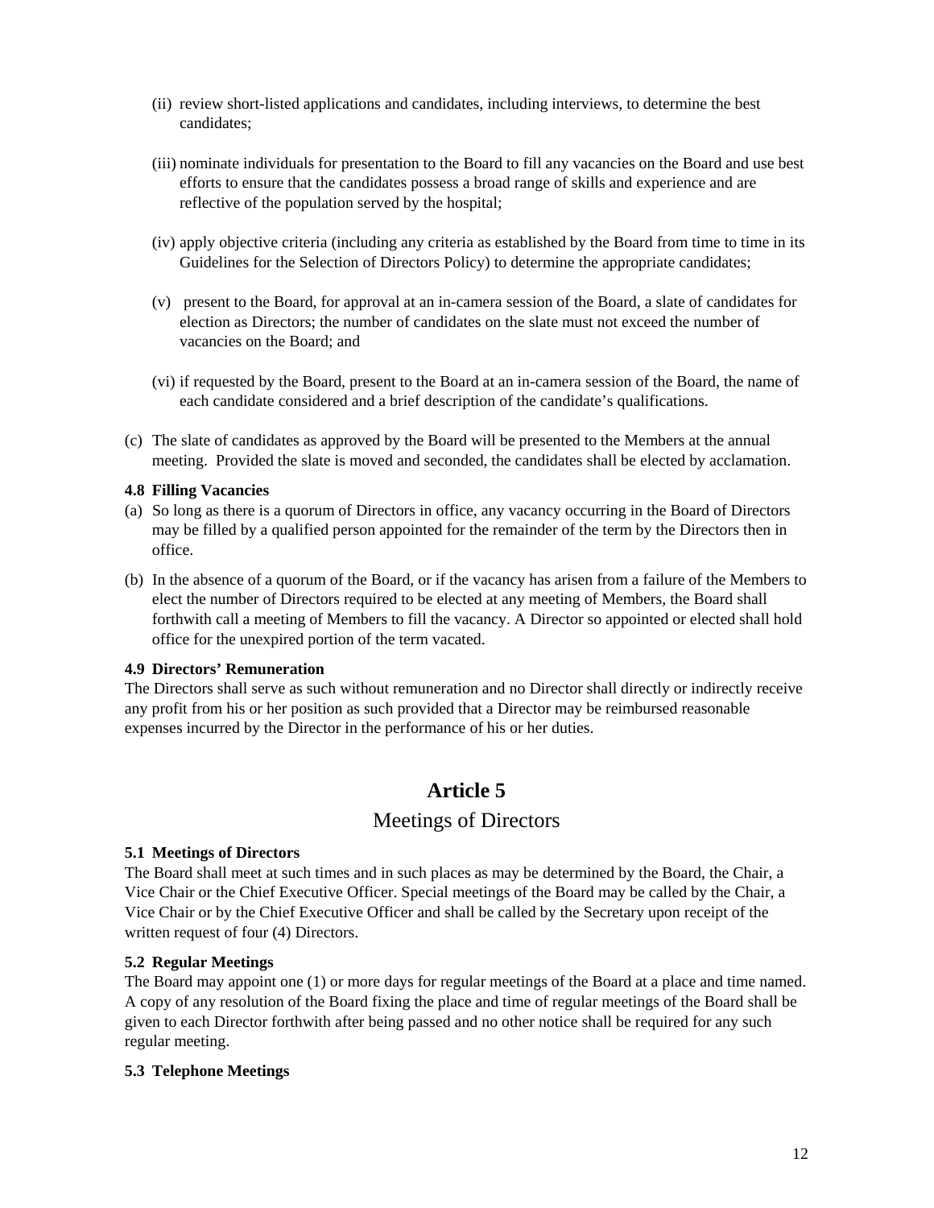(ii) review short-listed applications and candidates, including interviews, to determine the best candidates;

(iii) nominate individuals for presentation to the Board to fill any vacancies on the Board and use best efforts to ensure that the candidates possess a broad range of skills and experience and are reflective of the population served by the hospital;

(iv) apply objective criteria (including any criteria as established by the Board from time to time in its Guidelines for the Selection of Directors Policy) to determine the appropriate candidates;

(v) present to the Board, for approval at an in-camera session of the Board, a slate of candidates for election as Directors; the number of candidates on the slate must not exceed the number of vacancies on the Board; and

(vi) if requested by the Board, present to the Board at an in-camera session of the Board, the name of each candidate considered and a brief description of the candidate's qualifications.

(c) The slate of candidates as approved by the Board will be presented to the Members at the annual meeting. Provided the slate is moved and seconded, the candidates shall be elected by acclamation.

**4.8 Filling Vacancies**

(a) So long as there is a quorum of Directors in office, any vacancy occurring in the Board of Directors may be filled by a qualified person appointed for the remainder of the term by the Directors then in office.

(b) In the absence of a quorum of the Board, or if the vacancy has arisen from a failure of the Members to elect the number of Directors required to be elected at any meeting of Members, the Board shall forthwith call a meeting of Members to fill the vacancy. A Director so appointed or elected shall hold office for the unexpired portion of the term vacated.

**4.9 Directors' Remuneration**

The Directors shall serve as such without remuneration and no Director shall directly or indirectly receive any profit from his or her position as such provided that a Director may be reimbursed reasonable expenses incurred by the Director in the performance of his or her duties.

# Article 5

## Meetings of Directors

**5.1 Meetings of Directors**

The Board shall meet at such times and in such places as may be determined by the Board, the Chair, a Vice Chair or the Chief Executive Officer. Special meetings of the Board may be called by the Chair, a Vice Chair or by the Chief Executive Officer and shall be called by the Secretary upon receipt of the written request of four (4) Directors.

**5.2 Regular Meetings**

The Board may appoint one (1) or more days for regular meetings of the Board at a place and time named. A copy of any resolution of the Board fixing the place and time of regular meetings of the Board shall be given to each Director forthwith after being passed and no other notice shall be required for any such regular meeting.

**5.3 Telephone Meetings**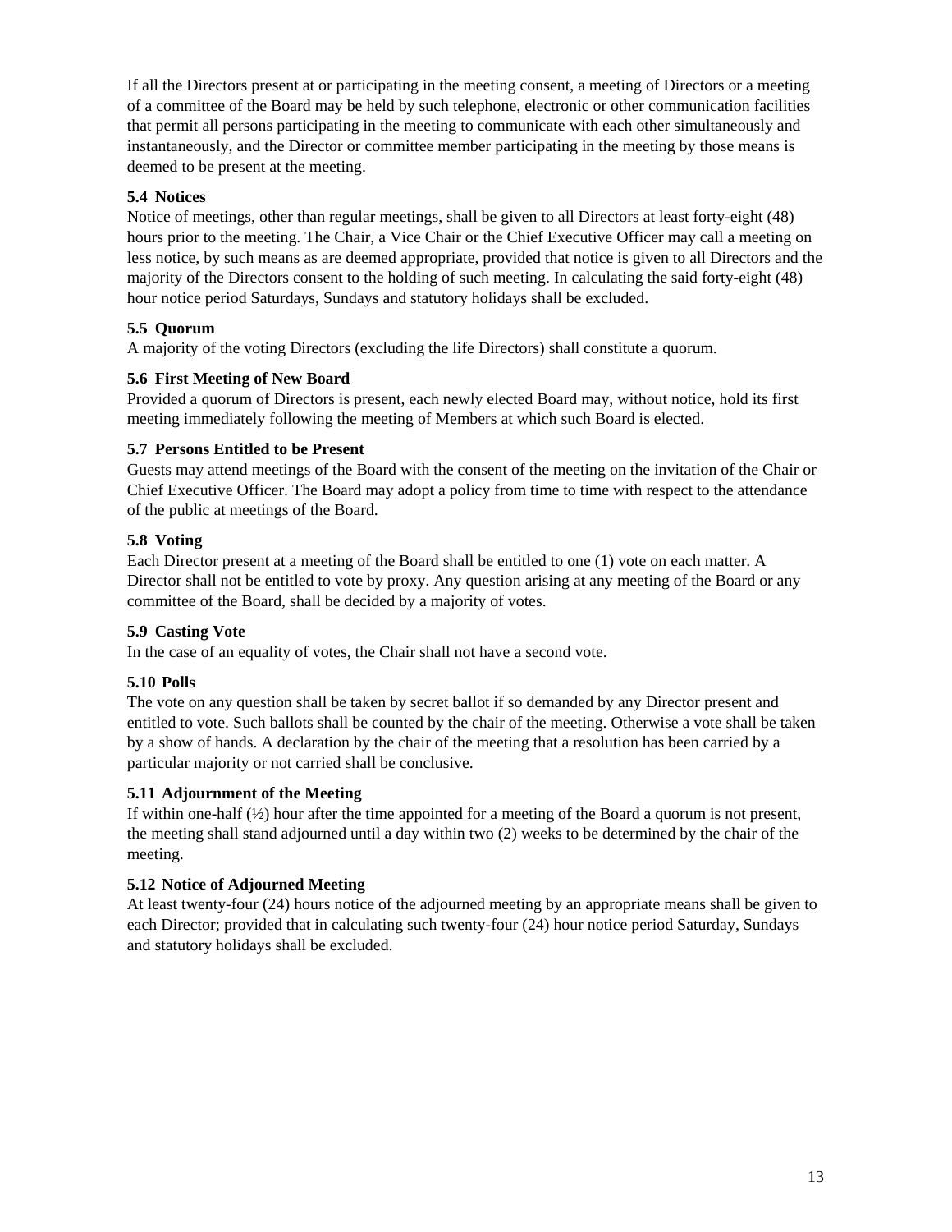If all the Directors present at or participating in the meeting consent, a meeting of Directors or a meeting of a committee of the Board may be held by such telephone, electronic or other communication facilities that permit all persons participating in the meeting to communicate with each other simultaneously and instantaneously, and the Director or committee member participating in the meeting by those means is deemed to be present at the meeting.

### 5.4 Notices

Notice of meetings, other than regular meetings, shall be given to all Directors at least forty-eight (48) hours prior to the meeting. The Chair, a Vice Chair or the Chief Executive Officer may call a meeting on less notice, by such means as are deemed appropriate, provided that notice is given to all Directors and the majority of the Directors consent to the holding of such meeting. In calculating the said forty-eight (48) hour notice period Saturdays, Sundays and statutory holidays shall be excluded.

### 5.5 Quorum

A majority of the voting Directors (excluding the life Directors) shall constitute a quorum.

### 5.6 First Meeting of New Board

Provided a quorum of Directors is present, each newly elected Board may, without notice, hold its first meeting immediately following the meeting of Members at which such Board is elected.

### 5.7 Persons Entitled to be Present

Guests may attend meetings of the Board with the consent of the meeting on the invitation of the Chair or Chief Executive Officer. The Board may adopt a policy from time to time with respect to the attendance of the public at meetings of the Board.

### 5.8 Voting

Each Director present at a meeting of the Board shall be entitled to one (1) vote on each matter. A Director shall not be entitled to vote by proxy. Any question arising at any meeting of the Board or any committee of the Board, shall be decided by a majority of votes.

### 5.9 Casting Vote

In the case of an equality of votes, the Chair shall not have a second vote.

### 5.10 Polls

The vote on any question shall be taken by secret ballot if so demanded by any Director present and entitled to vote. Such ballots shall be counted by the chair of the meeting. Otherwise a vote shall be taken by a show of hands. A declaration by the chair of the meeting that a resolution has been carried by a particular majority or not carried shall be conclusive.

### 5.11 Adjournment of the Meeting

If within one-half (½) hour after the time appointed for a meeting of the Board a quorum is not present, the meeting shall stand adjourned until a day within two (2) weeks to be determined by the chair of the meeting.

### 5.12 Notice of Adjourned Meeting

At least twenty-four (24) hours notice of the adjourned meeting by an appropriate means shall be given to each Director; provided that in calculating such twenty-four (24) hour notice period Saturday, Sundays and statutory holidays shall be excluded.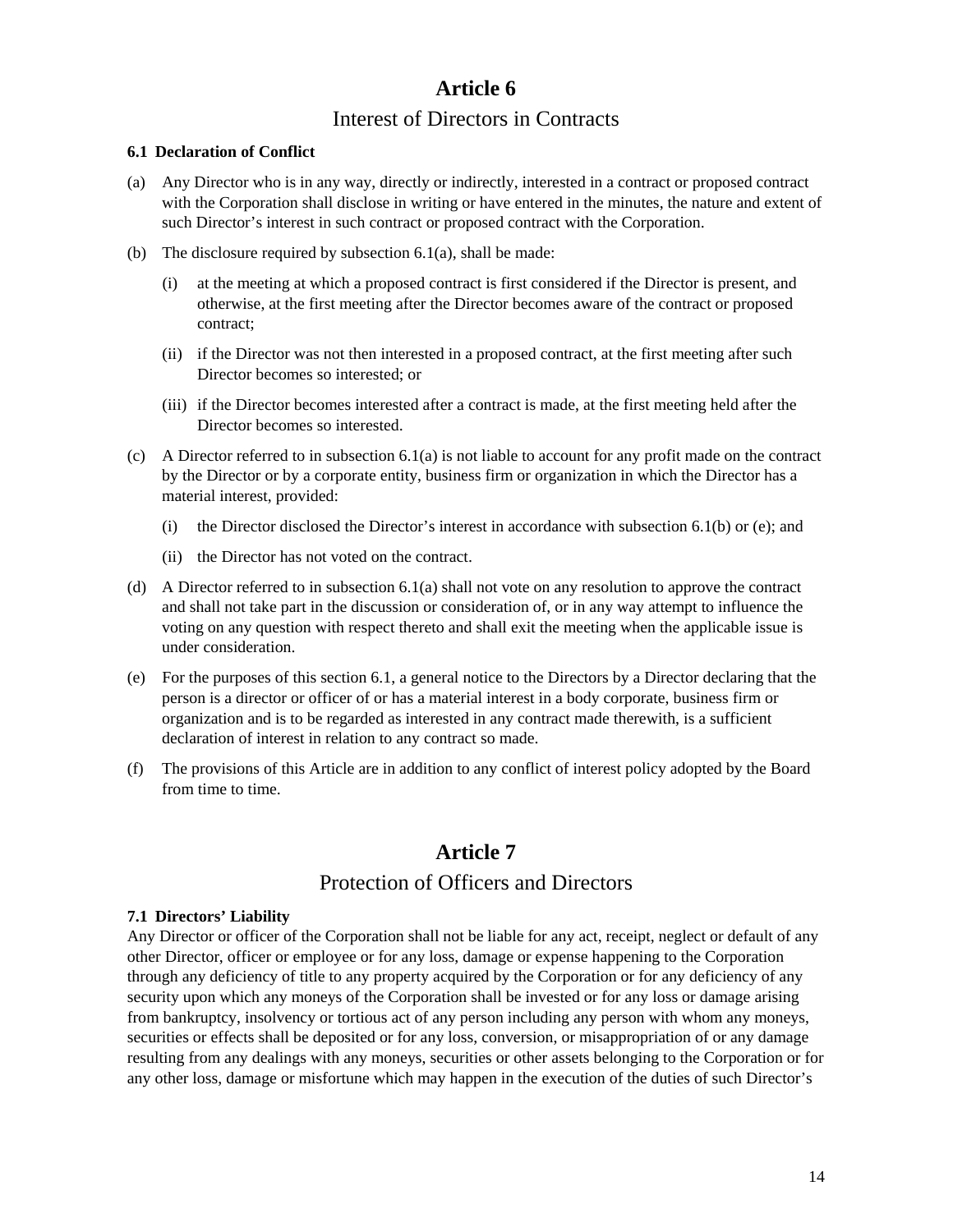# Article 6

## Interest of Directors in Contracts

**6.1 Declaration of Conflict**

(a) Any Director who is in any way, directly or indirectly, interested in a contract or proposed contract with the Corporation shall disclose in writing or have entered in the minutes, the nature and extent of such Director's interest in such contract or proposed contract with the Corporation.

(b) The disclosure required by subsection 6.1(a), shall be made:

  (i) at the meeting at which a proposed contract is first considered if the Director is present, and otherwise, at the first meeting after the Director becomes aware of the contract or proposed contract;

  (ii) if the Director was not then interested in a proposed contract, at the first meeting after such Director becomes so interested; or

  (iii) if the Director becomes interested after a contract is made, at the first meeting held after the Director becomes so interested.

(c) A Director referred to in subsection 6.1(a) is not liable to account for any profit made on the contract by the Director or by a corporate entity, business firm or organization in which the Director has a material interest, provided:

  (i) the Director disclosed the Director's interest in accordance with subsection 6.1(b) or (e); and

  (ii) the Director has not voted on the contract.

(d) A Director referred to in subsection 6.1(a) shall not vote on any resolution to approve the contract and shall not take part in the discussion or consideration of, or in any way attempt to influence the voting on any question with respect thereto and shall exit the meeting when the applicable issue is under consideration.

(e) For the purposes of this section 6.1, a general notice to the Directors by a Director declaring that the person is a director or officer of or has a material interest in a body corporate, business firm or organization and is to be regarded as interested in any contract made therewith, is a sufficient declaration of interest in relation to any contract so made.

(f) The provisions of this Article are in addition to any conflict of interest policy adopted by the Board from time to time.

# Article 7

## Protection of Officers and Directors

**7.1 Directors' Liability**

Any Director or officer of the Corporation shall not be liable for any act, receipt, neglect or default of any other Director, officer or employee or for any loss, damage or expense happening to the Corporation through any deficiency of title to any property acquired by the Corporation or for any deficiency of any security upon which any moneys of the Corporation shall be invested or for any loss or damage arising from bankruptcy, insolvency or tortious act of any person including any person with whom any moneys, securities or effects shall be deposited or for any loss, conversion, or misappropriation of or any damage resulting from any dealings with any moneys, securities or other assets belonging to the Corporation or for any other loss, damage or misfortune which may happen in the execution of the duties of such Director's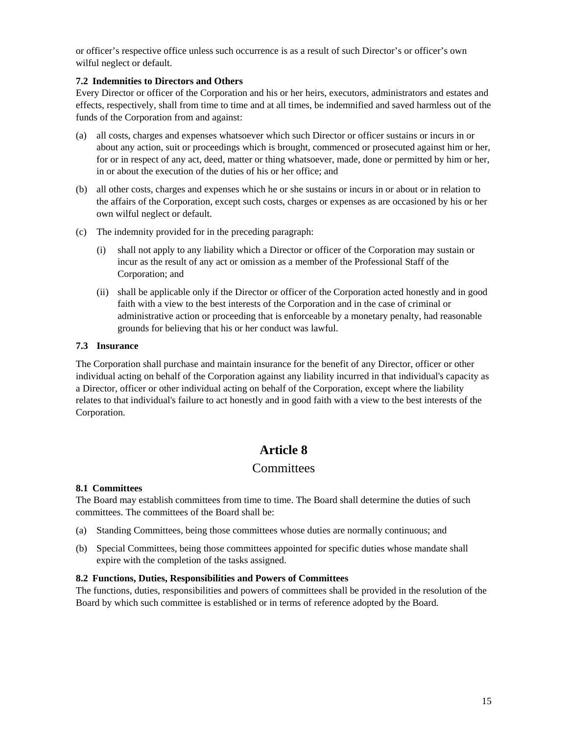or officer's respective office unless such occurrence is as a result of such Director's or officer's own wilful neglect or default.

**7.2 Indemnities to Directors and Others**

Every Director or officer of the Corporation and his or her heirs, executors, administrators and estates and effects, respectively, shall from time to time and at all times, be indemnified and saved harmless out of the funds of the Corporation from and against:

(a) all costs, charges and expenses whatsoever which such Director or officer sustains or incurs in or about any action, suit or proceedings which is brought, commenced or prosecuted against him or her, for or in respect of any act, deed, matter or thing whatsoever, made, done or permitted by him or her, in or about the execution of the duties of his or her office; and

(b) all other costs, charges and expenses which he or she sustains or incurs in or about or in relation to the affairs of the Corporation, except such costs, charges or expenses as are occasioned by his or her own wilful neglect or default.

(c) The indemnity provided for in the preceding paragraph:

   (i) shall not apply to any liability which a Director or officer of the Corporation may sustain or incur as the result of any act or omission as a member of the Professional Staff of the Corporation; and

   (ii) shall be applicable only if the Director or officer of the Corporation acted honestly and in good faith with a view to the best interests of the Corporation and in the case of criminal or administrative action or proceeding that is enforceable by a monetary penalty, had reasonable grounds for believing that his or her conduct was lawful.

**7.3 Insurance**

The Corporation shall purchase and maintain insurance for the benefit of any Director, officer or other individual acting on behalf of the Corporation against any liability incurred in that individual's capacity as a Director, officer or other individual acting on behalf of the Corporation, except where the liability relates to that individual's failure to act honestly and in good faith with a view to the best interests of the Corporation.

# Article 8

## Committees

**8.1 Committees**

The Board may establish committees from time to time. The Board shall determine the duties of such committees. The committees of the Board shall be:

(a) Standing Committees, being those committees whose duties are normally continuous; and

(b) Special Committees, being those committees appointed for specific duties whose mandate shall expire with the completion of the tasks assigned.

**8.2 Functions, Duties, Responsibilities and Powers of Committees**

The functions, duties, responsibilities and powers of committees shall be provided in the resolution of the Board by which such committee is established or in terms of reference adopted by the Board.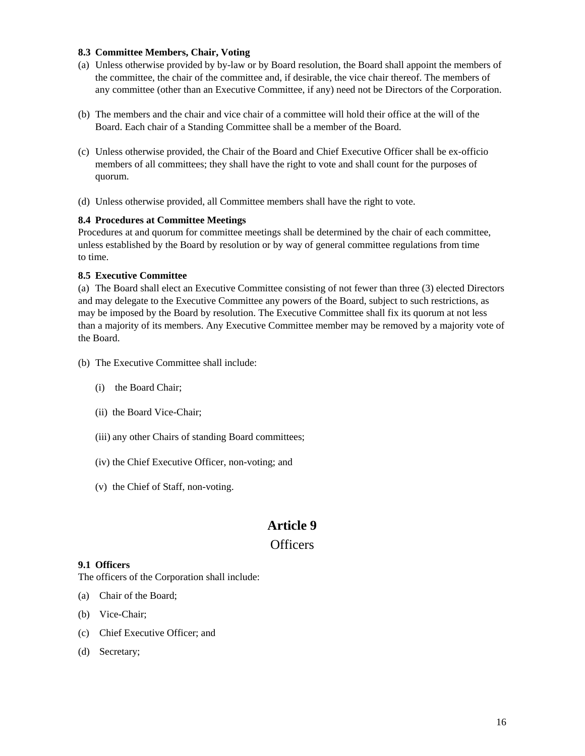#### 8.3 Committee Members, Chair, Voting

(a) Unless otherwise provided by by-law or by Board resolution, the Board shall appoint the members of the committee, the chair of the committee and, if desirable, the vice chair thereof. The members of any committee (other than an Executive Committee, if any) need not be Directors of the Corporation.

(b) The members and the chair and vice chair of a committee will hold their office at the will of the Board. Each chair of a Standing Committee shall be a member of the Board.

(c) Unless otherwise provided, the Chair of the Board and Chief Executive Officer shall be ex-officio members of all committees; they shall have the right to vote and shall count for the purposes of quorum.

(d) Unless otherwise provided, all Committee members shall have the right to vote.

#### 8.4 Procedures at Committee Meetings

Procedures at and quorum for committee meetings shall be determined by the chair of each committee, unless established by the Board by resolution or by way of general committee regulations from time to time.

#### 8.5 Executive Committee

(a) The Board shall elect an Executive Committee consisting of not fewer than three (3) elected Directors and may delegate to the Executive Committee any powers of the Board, subject to such restrictions, as may be imposed by the Board by resolution. The Executive Committee shall fix its quorum at not less than a majority of its members. Any Executive Committee member may be removed by a majority vote of the Board.

(b) The Executive Committee shall include:

(i) the Board Chair;

(ii) the Board Vice-Chair;

(iii) any other Chairs of standing Board committees;

(iv) the Chief Executive Officer, non-voting; and

(v) the Chief of Staff, non-voting.

# Article 9

## Officers

#### 9.1 Officers

The officers of the Corporation shall include:

(a) Chair of the Board;

(b) Vice-Chair;

(c) Chief Executive Officer; and

(d) Secretary;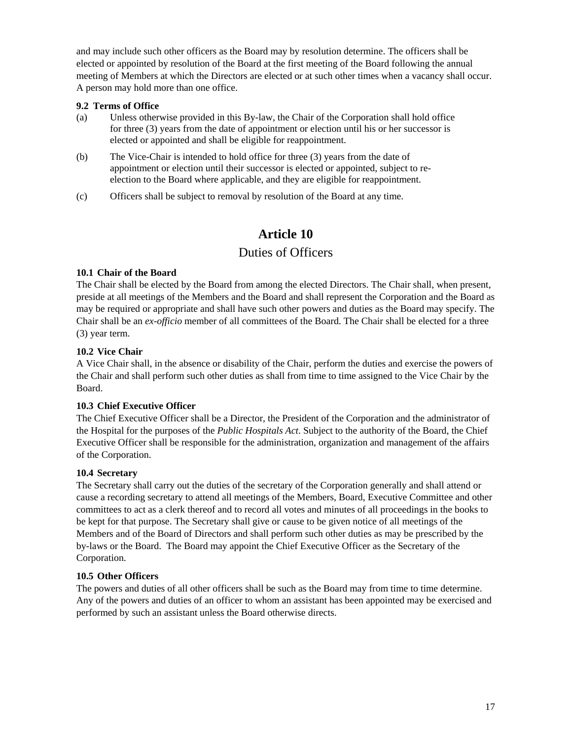and may include such other officers as the Board may by resolution determine. The officers shall be elected or appointed by resolution of the Board at the first meeting of the Board following the annual meeting of Members at which the Directors are elected or at such other times when a vacancy shall occur. A person may hold more than one office.

**9.2 Terms of Office**

(a) Unless otherwise provided in this By-law, the Chair of the Corporation shall hold office for three (3) years from the date of appointment or election until his or her successor is elected or appointed and shall be eligible for reappointment.

(b) The Vice-Chair is intended to hold office for three (3) years from the date of appointment or election until their successor is elected or appointed, subject to re-election to the Board where applicable, and they are eligible for reappointment.

(c) Officers shall be subject to removal by resolution of the Board at any time.

# Article 10

## Duties of Officers

**10.1 Chair of the Board**

The Chair shall be elected by the Board from among the elected Directors. The Chair shall, when present, preside at all meetings of the Members and the Board and shall represent the Corporation and the Board as may be required or appropriate and shall have such other powers and duties as the Board may specify. The Chair shall be an *ex-officio* member of all committees of the Board. The Chair shall be elected for a three (3) year term.

**10.2 Vice Chair**

A Vice Chair shall, in the absence or disability of the Chair, perform the duties and exercise the powers of the Chair and shall perform such other duties as shall from time to time assigned to the Vice Chair by the Board.

**10.3 Chief Executive Officer**

The Chief Executive Officer shall be a Director, the President of the Corporation and the administrator of the Hospital for the purposes of the *Public Hospitals Act*. Subject to the authority of the Board, the Chief Executive Officer shall be responsible for the administration, organization and management of the affairs of the Corporation.

**10.4 Secretary**

The Secretary shall carry out the duties of the secretary of the Corporation generally and shall attend or cause a recording secretary to attend all meetings of the Members, Board, Executive Committee and other committees to act as a clerk thereof and to record all votes and minutes of all proceedings in the books to be kept for that purpose. The Secretary shall give or cause to be given notice of all meetings of the Members and of the Board of Directors and shall perform such other duties as may be prescribed by the by-laws or the Board. The Board may appoint the Chief Executive Officer as the Secretary of the Corporation.

**10.5 Other Officers**

The powers and duties of all other officers shall be such as the Board may from time to time determine. Any of the powers and duties of an officer to whom an assistant has been appointed may be exercised and performed by such an assistant unless the Board otherwise directs.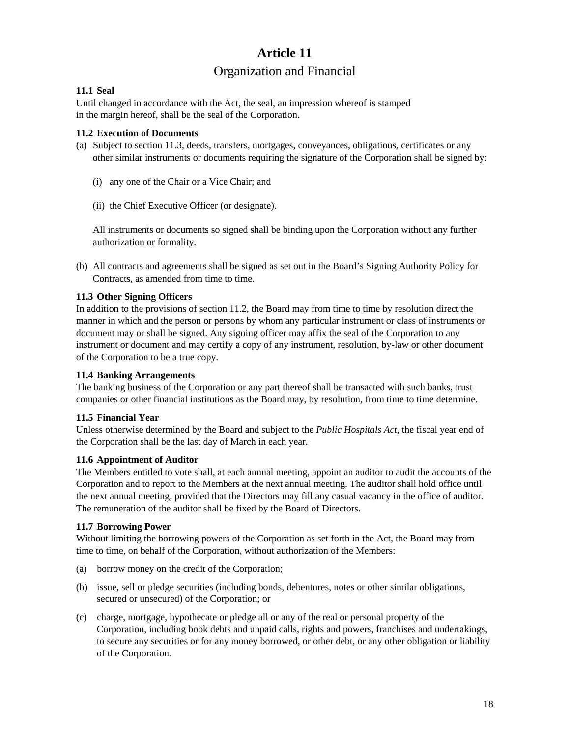# Article 11

## Organization and Financial

### 11.1 Seal

Until changed in accordance with the Act, the seal, an impression whereof is stamped in the margin hereof, shall be the seal of the Corporation.

### 11.2 Execution of Documents

(a) Subject to section 11.3, deeds, transfers, mortgages, conveyances, obligations, certificates or any other similar instruments or documents requiring the signature of the Corporation shall be signed by:

   (i) any one of the Chair or a Vice Chair; and

   (ii) the Chief Executive Officer (or designate).

   All instruments or documents so signed shall be binding upon the Corporation without any further authorization or formality.

(b) All contracts and agreements shall be signed as set out in the Board's Signing Authority Policy for Contracts, as amended from time to time.

### 11.3 Other Signing Officers

In addition to the provisions of section 11.2, the Board may from time to time by resolution direct the manner in which and the person or persons by whom any particular instrument or class of instruments or document may or shall be signed. Any signing officer may affix the seal of the Corporation to any instrument or document and may certify a copy of any instrument, resolution, by-law or other document of the Corporation to be a true copy.

### 11.4 Banking Arrangements

The banking business of the Corporation or any part thereof shall be transacted with such banks, trust companies or other financial institutions as the Board may, by resolution, from time to time determine.

### 11.5 Financial Year

Unless otherwise determined by the Board and subject to the *Public Hospitals Act*, the fiscal year end of the Corporation shall be the last day of March in each year.

### 11.6 Appointment of Auditor

The Members entitled to vote shall, at each annual meeting, appoint an auditor to audit the accounts of the Corporation and to report to the Members at the next annual meeting. The auditor shall hold office until the next annual meeting, provided that the Directors may fill any casual vacancy in the office of auditor. The remuneration of the auditor shall be fixed by the Board of Directors.

### 11.7 Borrowing Power

Without limiting the borrowing powers of the Corporation as set forth in the Act, the Board may from time to time, on behalf of the Corporation, without authorization of the Members:

(a) borrow money on the credit of the Corporation;

(b) issue, sell or pledge securities (including bonds, debentures, notes or other similar obligations, secured or unsecured) of the Corporation; or

(c) charge, mortgage, hypothecate or pledge all or any of the real or personal property of the Corporation, including book debts and unpaid calls, rights and powers, franchises and undertakings, to secure any securities or for any money borrowed, or other debt, or any other obligation or liability of the Corporation.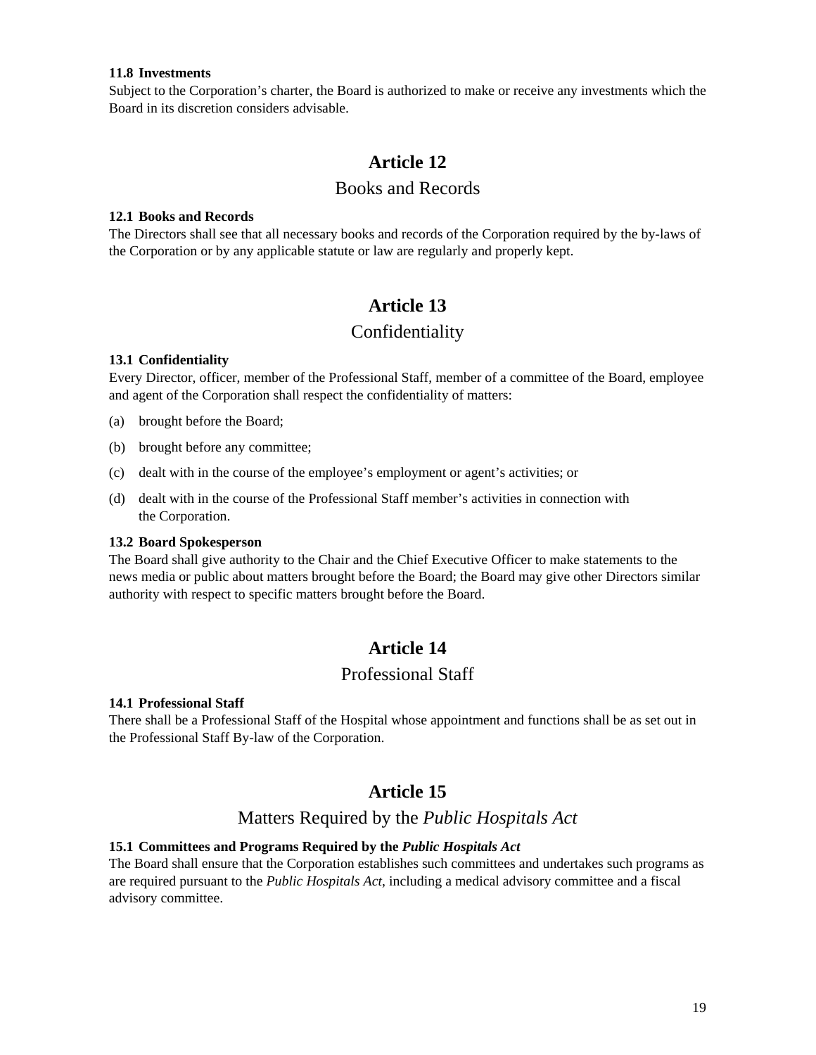### 11.8 Investments

Subject to the Corporation's charter, the Board is authorized to make or receive any investments which the Board in its discretion considers advisable.

# Article 12

## Books and Records

### 12.1 Books and Records

The Directors shall see that all necessary books and records of the Corporation required by the by-laws of the Corporation or by any applicable statute or law are regularly and properly kept.

# Article 13

## Confidentiality

### 13.1 Confidentiality

Every Director, officer, member of the Professional Staff, member of a committee of the Board, employee and agent of the Corporation shall respect the confidentiality of matters:

(a) brought before the Board;

(b) brought before any committee;

(c) dealt with in the course of the employee's employment or agent's activities; or

(d) dealt with in the course of the Professional Staff member's activities in connection with the Corporation.

### 13.2 Board Spokesperson

The Board shall give authority to the Chair and the Chief Executive Officer to make statements to the news media or public about matters brought before the Board; the Board may give other Directors similar authority with respect to specific matters brought before the Board.

# Article 14

## Professional Staff

### 14.1 Professional Staff

There shall be a Professional Staff of the Hospital whose appointment and functions shall be as set out in the Professional Staff By-law of the Corporation.

# Article 15

## Matters Required by the *Public Hospitals Act*

### 15.1 Committees and Programs Required by the *Public Hospitals Act*

The Board shall ensure that the Corporation establishes such committees and undertakes such programs as are required pursuant to the *Public Hospitals Act*, including a medical advisory committee and a fiscal advisory committee.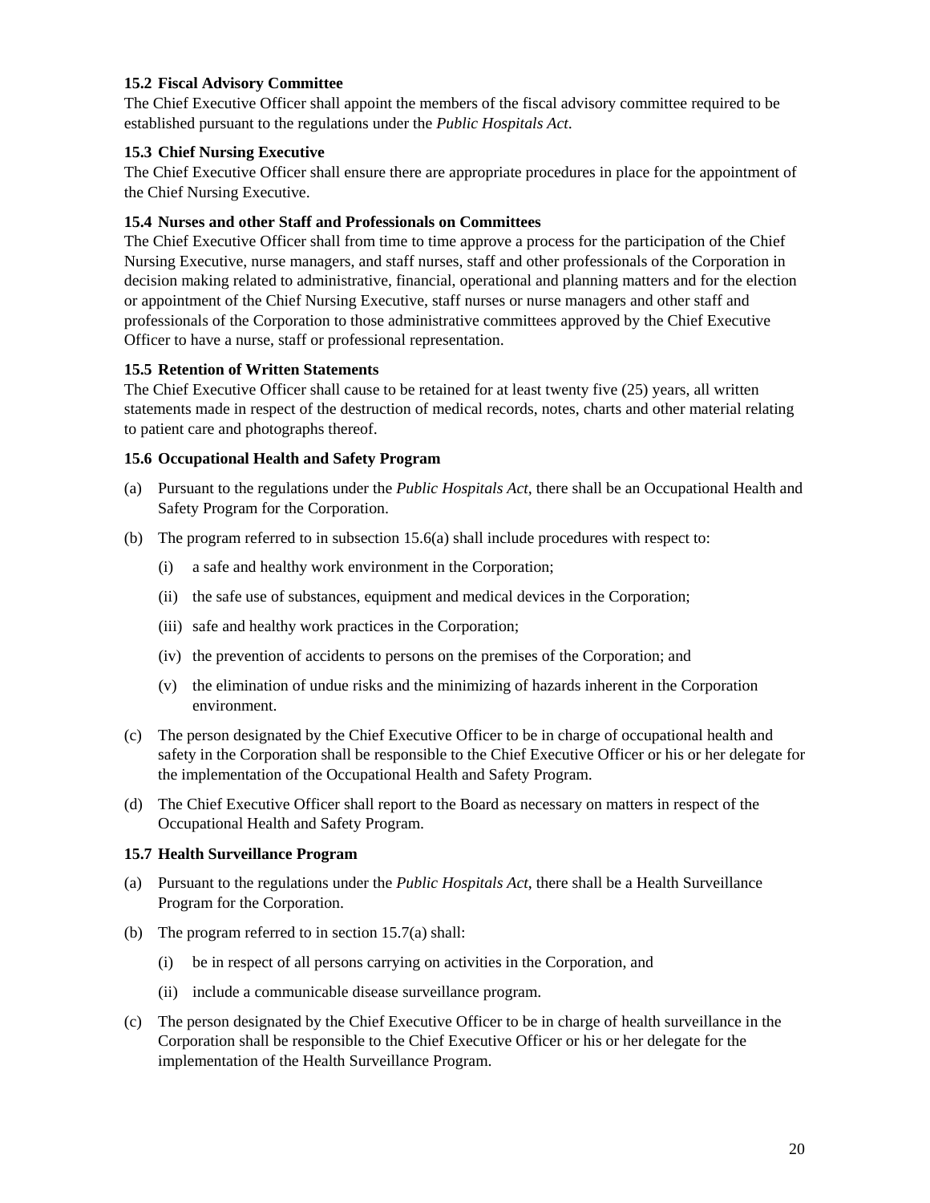### 15.2 Fiscal Advisory Committee

The Chief Executive Officer shall appoint the members of the fiscal advisory committee required to be established pursuant to the regulations under the *Public Hospitals Act*.

### 15.3 Chief Nursing Executive

The Chief Executive Officer shall ensure there are appropriate procedures in place for the appointment of the Chief Nursing Executive.

### 15.4 Nurses and other Staff and Professionals on Committees

The Chief Executive Officer shall from time to time approve a process for the participation of the Chief Nursing Executive, nurse managers, and staff nurses, staff and other professionals of the Corporation in decision making related to administrative, financial, operational and planning matters and for the election or appointment of the Chief Nursing Executive, staff nurses or nurse managers and other staff and professionals of the Corporation to those administrative committees approved by the Chief Executive Officer to have a nurse, staff or professional representation.

### 15.5 Retention of Written Statements

The Chief Executive Officer shall cause to be retained for at least twenty five (25) years, all written statements made in respect of the destruction of medical records, notes, charts and other material relating to patient care and photographs thereof.

### 15.6 Occupational Health and Safety Program

(a) Pursuant to the regulations under the *Public Hospitals Act*, there shall be an Occupational Health and Safety Program for the Corporation.

(b) The program referred to in subsection 15.6(a) shall include procedures with respect to:

  (i) a safe and healthy work environment in the Corporation;

  (ii) the safe use of substances, equipment and medical devices in the Corporation;

  (iii) safe and healthy work practices in the Corporation;

  (iv) the prevention of accidents to persons on the premises of the Corporation; and

  (v) the elimination of undue risks and the minimizing of hazards inherent in the Corporation environment.

(c) The person designated by the Chief Executive Officer to be in charge of occupational health and safety in the Corporation shall be responsible to the Chief Executive Officer or his or her delegate for the implementation of the Occupational Health and Safety Program.

(d) The Chief Executive Officer shall report to the Board as necessary on matters in respect of the Occupational Health and Safety Program.

### 15.7 Health Surveillance Program

(a) Pursuant to the regulations under the *Public Hospitals Act*, there shall be a Health Surveillance Program for the Corporation.

(b) The program referred to in section 15.7(a) shall:

  (i) be in respect of all persons carrying on activities in the Corporation, and

  (ii) include a communicable disease surveillance program.

(c) The person designated by the Chief Executive Officer to be in charge of health surveillance in the Corporation shall be responsible to the Chief Executive Officer or his or her delegate for the implementation of the Health Surveillance Program.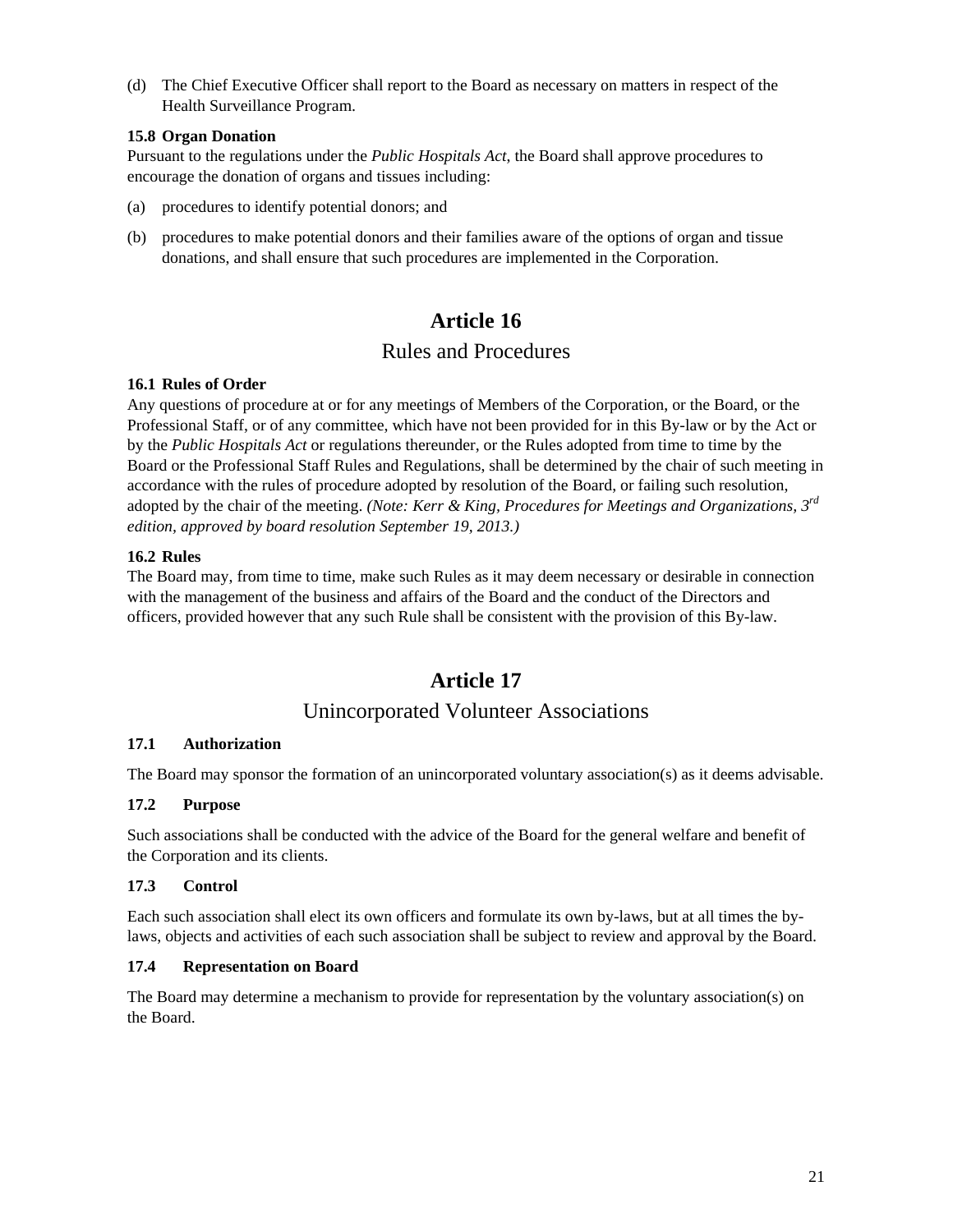(d) The Chief Executive Officer shall report to the Board as necessary on matters in respect of the Health Surveillance Program.

### 15.8 Organ Donation

Pursuant to the regulations under the *Public Hospitals Act*, the Board shall approve procedures to encourage the donation of organs and tissues including:

(a) procedures to identify potential donors; and

(b) procedures to make potential donors and their families aware of the options of organ and tissue donations, and shall ensure that such procedures are implemented in the Corporation.

# Article 16

## Rules and Procedures

### 16.1 Rules of Order

Any questions of procedure at or for any meetings of Members of the Corporation, or the Board, or the Professional Staff, or of any committee, which have not been provided for in this By-law or by the Act or by the *Public Hospitals Act* or regulations thereunder, or the Rules adopted from time to time by the Board or the Professional Staff Rules and Regulations, shall be determined by the chair of such meeting in accordance with the rules of procedure adopted by resolution of the Board, or failing such resolution, adopted by the chair of the meeting. *(Note: Kerr & King, Procedures for Meetings and Organizations, 3rd edition, approved by board resolution September 19, 2013.)*

### 16.2 Rules

The Board may, from time to time, make such Rules as it may deem necessary or desirable in connection with the management of the business and affairs of the Board and the conduct of the Directors and officers, provided however that any such Rule shall be consistent with the provision of this By-law.

# Article 17

## Unincorporated Volunteer Associations

### 17.1 Authorization

The Board may sponsor the formation of an unincorporated voluntary association(s) as it deems advisable.

### 17.2 Purpose

Such associations shall be conducted with the advice of the Board for the general welfare and benefit of the Corporation and its clients.

### 17.3 Control

Each such association shall elect its own officers and formulate its own by-laws, but at all times the by-laws, objects and activities of each such association shall be subject to review and approval by the Board.

### 17.4 Representation on Board

The Board may determine a mechanism to provide for representation by the voluntary association(s) on the Board.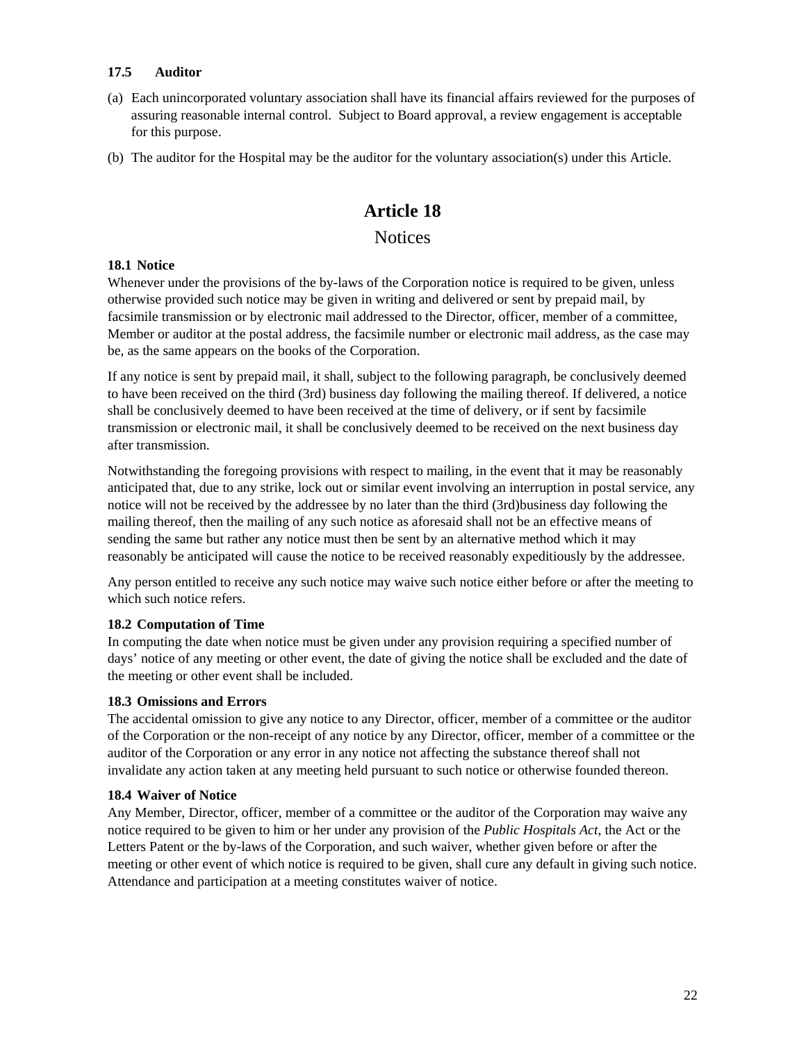### 17.5 Auditor

(a) Each unincorporated voluntary association shall have its financial affairs reviewed for the purposes of assuring reasonable internal control. Subject to Board approval, a review engagement is acceptable for this purpose.

(b) The auditor for the Hospital may be the auditor for the voluntary association(s) under this Article.

# Article 18

## Notices

### 18.1 Notice

Whenever under the provisions of the by-laws of the Corporation notice is required to be given, unless otherwise provided such notice may be given in writing and delivered or sent by prepaid mail, by facsimile transmission or by electronic mail addressed to the Director, officer, member of a committee, Member or auditor at the postal address, the facsimile number or electronic mail address, as the case may be, as the same appears on the books of the Corporation.

If any notice is sent by prepaid mail, it shall, subject to the following paragraph, be conclusively deemed to have been received on the third (3rd) business day following the mailing thereof. If delivered, a notice shall be conclusively deemed to have been received at the time of delivery, or if sent by facsimile transmission or electronic mail, it shall be conclusively deemed to be received on the next business day after transmission.

Notwithstanding the foregoing provisions with respect to mailing, in the event that it may be reasonably anticipated that, due to any strike, lock out or similar event involving an interruption in postal service, any notice will not be received by the addressee by no later than the third (3rd)business day following the mailing thereof, then the mailing of any such notice as aforesaid shall not be an effective means of sending the same but rather any notice must then be sent by an alternative method which it may reasonably be anticipated will cause the notice to be received reasonably expeditiously by the addressee.

Any person entitled to receive any such notice may waive such notice either before or after the meeting to which such notice refers.

### 18.2 Computation of Time

In computing the date when notice must be given under any provision requiring a specified number of days' notice of any meeting or other event, the date of giving the notice shall be excluded and the date of the meeting or other event shall be included.

### 18.3 Omissions and Errors

The accidental omission to give any notice to any Director, officer, member of a committee or the auditor of the Corporation or the non-receipt of any notice by any Director, officer, member of a committee or the auditor of the Corporation or any error in any notice not affecting the substance thereof shall not invalidate any action taken at any meeting held pursuant to such notice or otherwise founded thereon.

### 18.4 Waiver of Notice

Any Member, Director, officer, member of a committee or the auditor of the Corporation may waive any notice required to be given to him or her under any provision of the *Public Hospitals Act*, the Act or the Letters Patent or the by-laws of the Corporation, and such waiver, whether given before or after the meeting or other event of which notice is required to be given, shall cure any default in giving such notice. Attendance and participation at a meeting constitutes waiver of notice.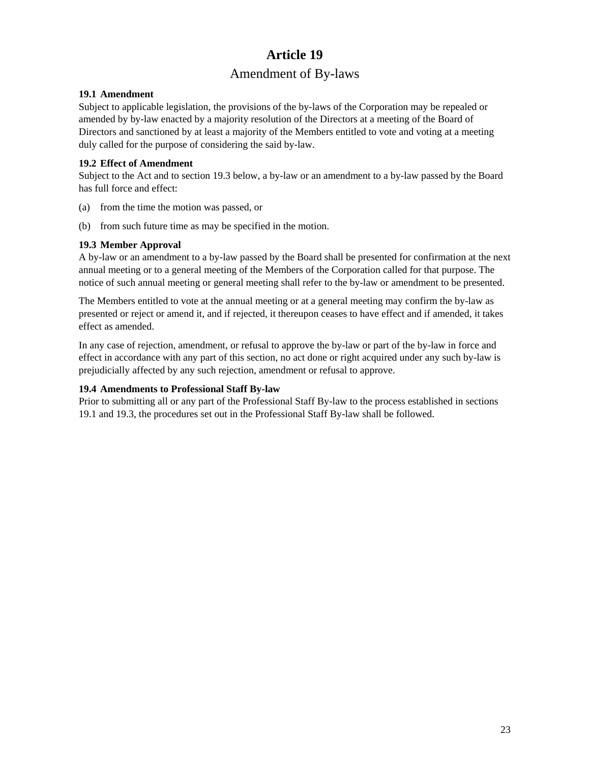# Article 19

## Amendment of By-laws

### 19.1 Amendment

Subject to applicable legislation, the provisions of the by-laws of the Corporation may be repealed or amended by by-law enacted by a majority resolution of the Directors at a meeting of the Board of Directors and sanctioned by at least a majority of the Members entitled to vote and voting at a meeting duly called for the purpose of considering the said by-law.

### 19.2 Effect of Amendment

Subject to the Act and to section 19.3 below, a by-law or an amendment to a by-law passed by the Board has full force and effect:

(a) from the time the motion was passed, or

(b) from such future time as may be specified in the motion.

### 19.3 Member Approval

A by-law or an amendment to a by-law passed by the Board shall be presented for confirmation at the next annual meeting or to a general meeting of the Members of the Corporation called for that purpose. The notice of such annual meeting or general meeting shall refer to the by-law or amendment to be presented.

The Members entitled to vote at the annual meeting or at a general meeting may confirm the by-law as presented or reject or amend it, and if rejected, it thereupon ceases to have effect and if amended, it takes effect as amended.

In any case of rejection, amendment, or refusal to approve the by-law or part of the by-law in force and effect in accordance with any part of this section, no act done or right acquired under any such by-law is prejudicially affected by any such rejection, amendment or refusal to approve.

### 19.4 Amendments to Professional Staff By-law

Prior to submitting all or any part of the Professional Staff By-law to the process established in sections 19.1 and 19.3, the procedures set out in the Professional Staff By-law shall be followed.